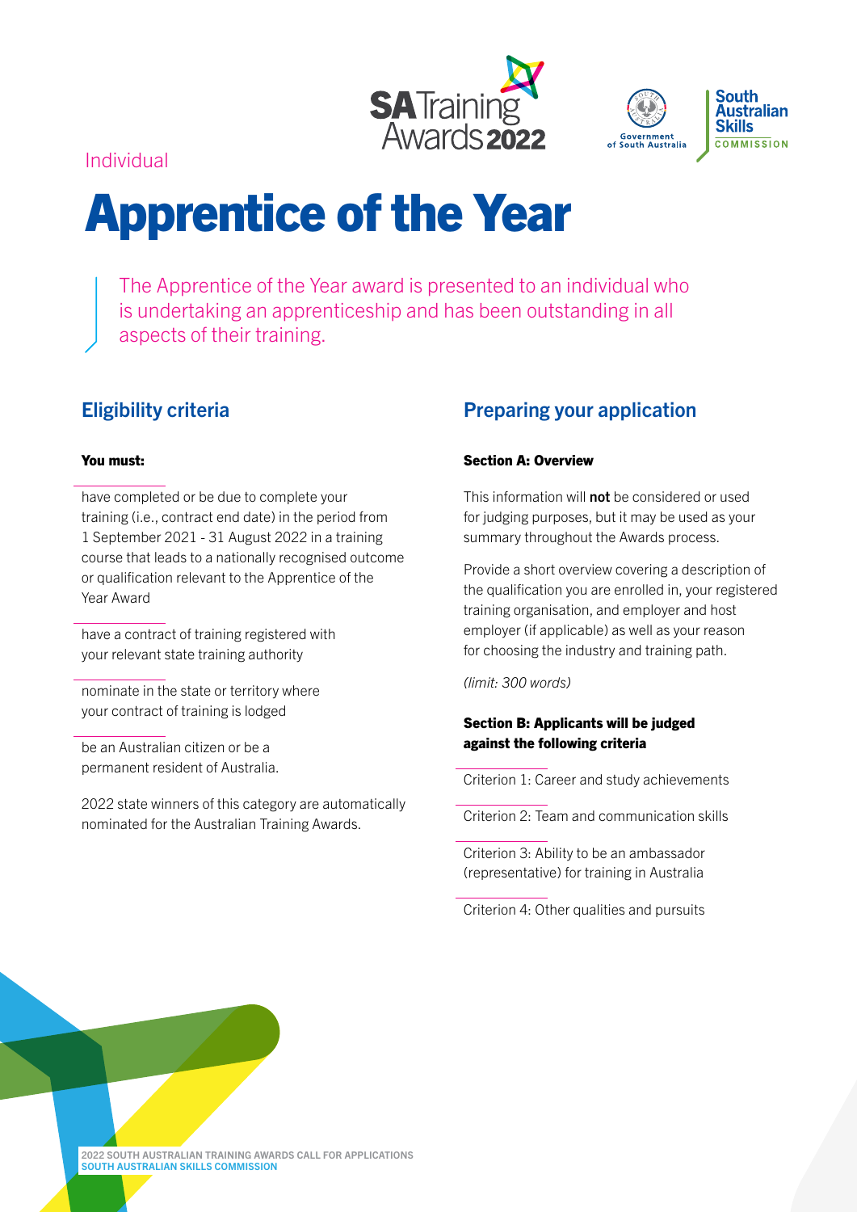Individual

# Apprentice of the Year

The Apprentice of the Year award is presented to an individual who is undertaking an apprenticeship and has been outstanding in all aspects of their training.

## Eligibility criteria

**You must:**

- have completed or be due to complete your training (i.e., contract end date) in the period from 1 September 2021 - 31 August 2022 in a training course that leads to a nationally recognised outcome or qualification relevant to the Apprentice of the Year Award
- have a contract of training registered with your relevant state training authority
- nominate in the state or territory where your contract of training is lodged
- be an Australian citizen or be a permanent resident of Australia.

2022 state winners of this category are automatically nominated for the Australian Training Awards.

## Preparing your application

**Section A: Overview**

This information will **not** be considered or used for judging purposes, but it may be used as your summary throughout the Awards process.

Provide a short overview covering a description of the qualification you are enrolled in, your registered training organisation, and employer and host employer (if applicable) as well as your reason for choosing the industry and training path.

*(limit: 300 words)*

**Section B: Applicants will be judged against the following criteria**

- Criterion 1: Career and study achievements
- Criterion 2: Team and communication skills
- Criterion 3: Ability to be an ambassador (representative) for training in Australia
- Criterion 4: Other qualities and pursuits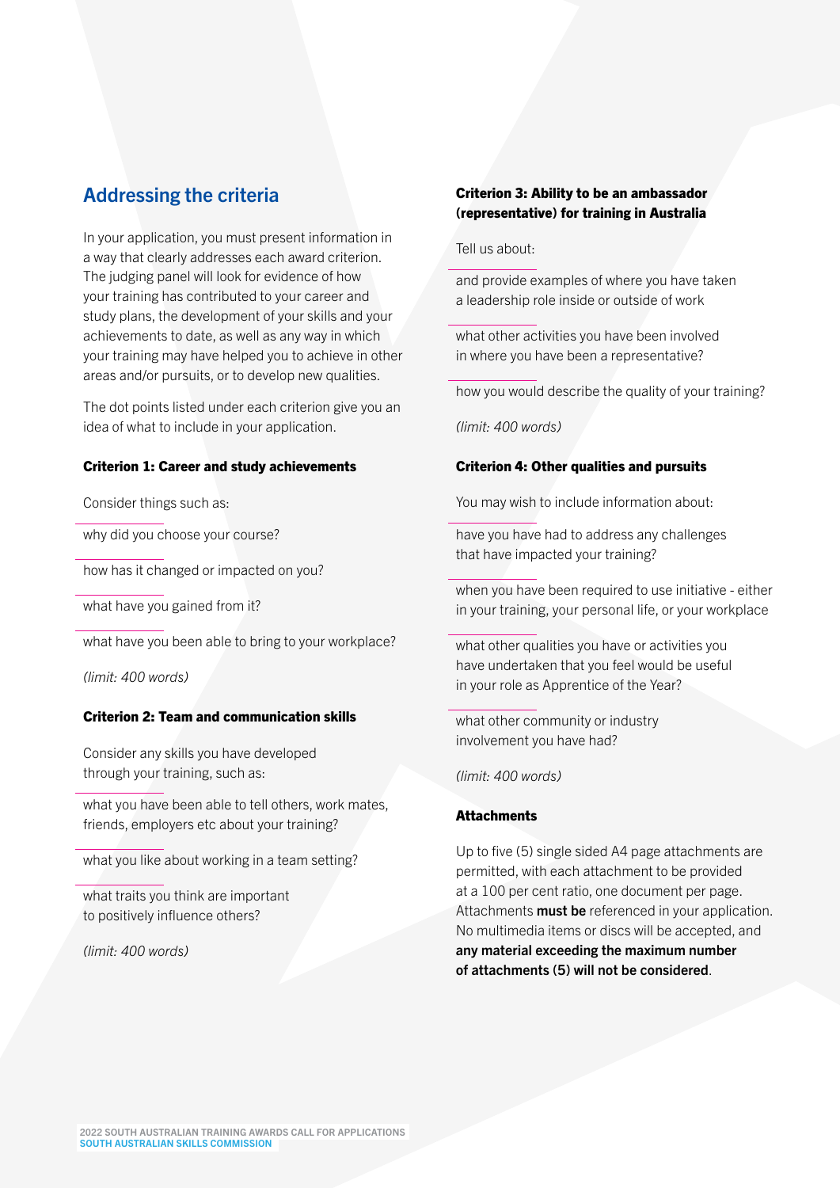## Addressing the criteria

In your application, you must present information in a way that clearly addresses each award criterion. The judging panel will look for evidence of how your training has contributed to your career and study plans, the development of your skills and your achievements to date, as well as any way in which your training may have helped you to achieve in other areas and/or pursuits, or to develop new qualities.

The dot points listed under each criterion give you an idea of what to include in your application.

**Criterion 1: Career and study achievements**

Consider things such as:

- why did you choose your course?
- how has it changed or impacted on you?
- what have you gained from it?
- what have you been able to bring to your workplace?

*(limit: 400 words)*

**Criterion 2: Team and communication skills**

Consider any skills you have developed through your training, such as:

- what you have been able to tell others, work mates, friends, employers etc about your training?
- what you like about working in a team setting?
- what traits you think are important to positively influence others?

*(limit: 400 words)*

**Criterion 3: Ability to be an ambassador (representative) for training in Australia**

Tell us about:

- and provide examples of where you have taken a leadership role inside or outside of work
- what other activities you have been involved in where you have been a representative?
- how you would describe the quality of your training?

*(limit: 400 words)*

**Criterion 4: Other qualities and pursuits**

You may wish to include information about:

- have you have had to address any challenges that have impacted your training?
- when you have been required to use initiative - either in your training, your personal life, or your workplace
- what other qualities you have or activities you have undertaken that you feel would be useful in your role as Apprentice of the Year?
- what other community or industry involvement you have had?

*(limit: 400 words)*

**Attachments**

Up to five (5) single sided A4 page attachments are permitted, with each attachment to be provided at a 100 per cent ratio, one document per page. Attachments **must be** referenced in your application. No multimedia items or discs will be accepted, and **any material exceeding the maximum number of attachments (5) will not be considered**.